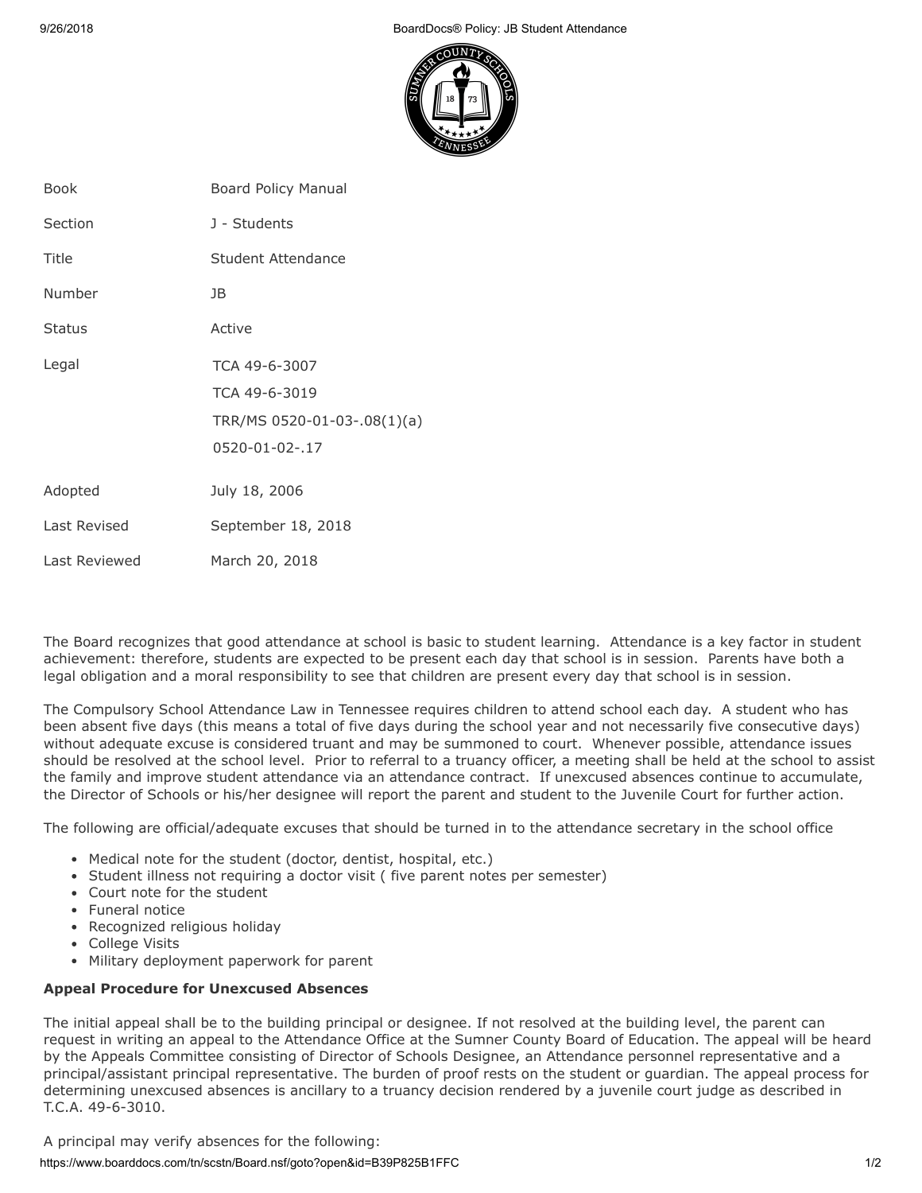| Book | Board Policy Manual |
| --- | --- |
| Section | J - Students |
| Title | Student Attendance |
| Number | JB |
| Status | Active |
| Legal | TCA 49-6-3007<br>TCA 49-6-3019<br>TRR/MS 0520-01-03-.08(1)(a)<br>0520-01-02-.17 |
| Adopted | July 18, 2006 |
| Last Revised | September 18, 2018 |
| Last Reviewed | March 20, 2018 |

The Board recognizes that good attendance at school is basic to student learning. Attendance is a key factor in student achievement: therefore, students are expected to be present each day that school is in session. Parents have both a legal obligation and a moral responsibility to see that children are present every day that school is in session.

The Compulsory School Attendance Law in Tennessee requires children to attend school each day. A student who has been absent five days (this means a total of five days during the school year and not necessarily five consecutive days) without adequate excuse is considered truant and may be summoned to court. Whenever possible, attendance issues should be resolved at the school level. Prior to referral to a truancy officer, a meeting shall be held at the school to assist the family and improve student attendance via an attendance contract. If unexcused absences continue to accumulate, the Director of Schools or his/her designee will report the parent and student to the Juvenile Court for further action.

The following are official/adequate excuses that should be turned in to the attendance secretary in the school office

- Medical note for the student (doctor, dentist, hospital, etc.)
- Student illness not requiring a doctor visit ( five parent notes per semester)
- Court note for the student
- Funeral notice
- Recognized religious holiday
- College Visits
- Military deployment paperwork for parent

**Appeal Procedure for Unexcused Absences**

The initial appeal shall be to the building principal or designee. If not resolved at the building level, the parent can request in writing an appeal to the Attendance Office at the Sumner County Board of Education. The appeal will be heard by the Appeals Committee consisting of Director of Schools Designee, an Attendance personnel representative and a principal/assistant principal representative. The burden of proof rests on the student or guardian. The appeal process for determining unexcused absences is ancillary to a truancy decision rendered by a juvenile court judge as described in T.C.A. 49-6-3010.

A principal may verify absences for the following: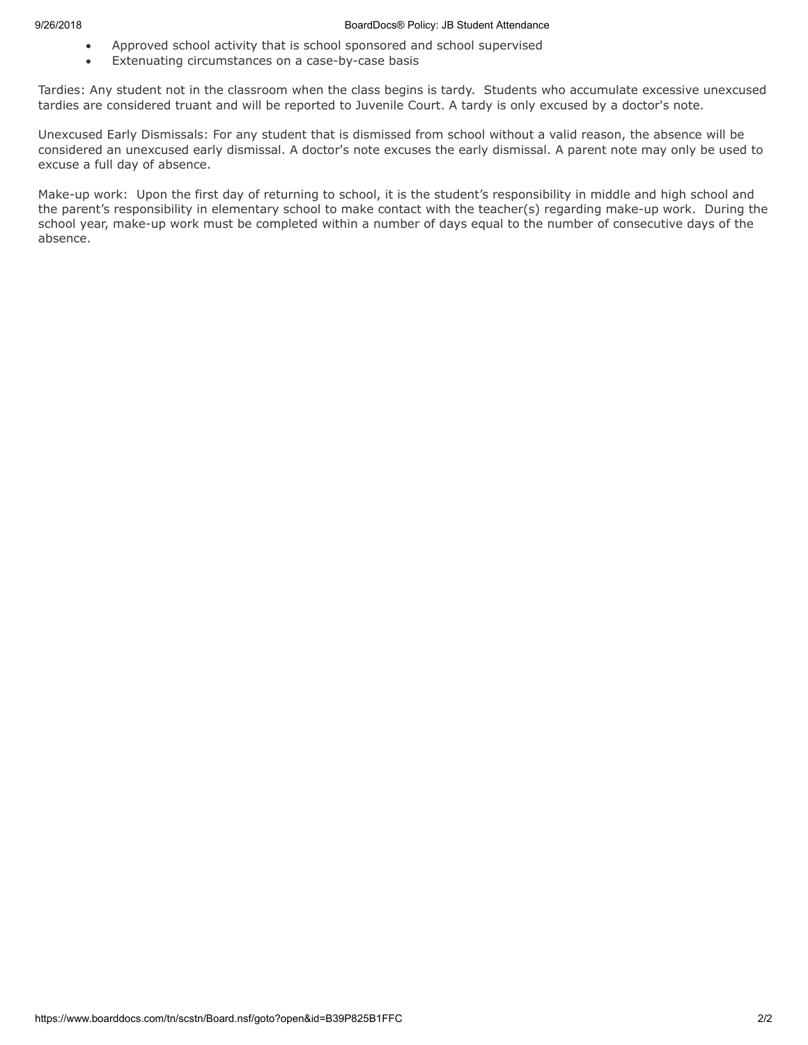- Approved school activity that is school sponsored and school supervised
- Extenuating circumstances on a case-by-case basis

Tardies: Any student not in the classroom when the class begins is tardy. Students who accumulate excessive unexcused tardies are considered truant and will be reported to Juvenile Court. A tardy is only excused by a doctor's note.

Unexcused Early Dismissals: For any student that is dismissed from school without a valid reason, the absence will be considered an unexcused early dismissal. A doctor's note excuses the early dismissal. A parent note may only be used to excuse a full day of absence.

Make-up work: Upon the first day of returning to school, it is the student's responsibility in middle and high school and the parent's responsibility in elementary school to make contact with the teacher(s) regarding make-up work. During the school year, make-up work must be completed within a number of days equal to the number of consecutive days of the absence.